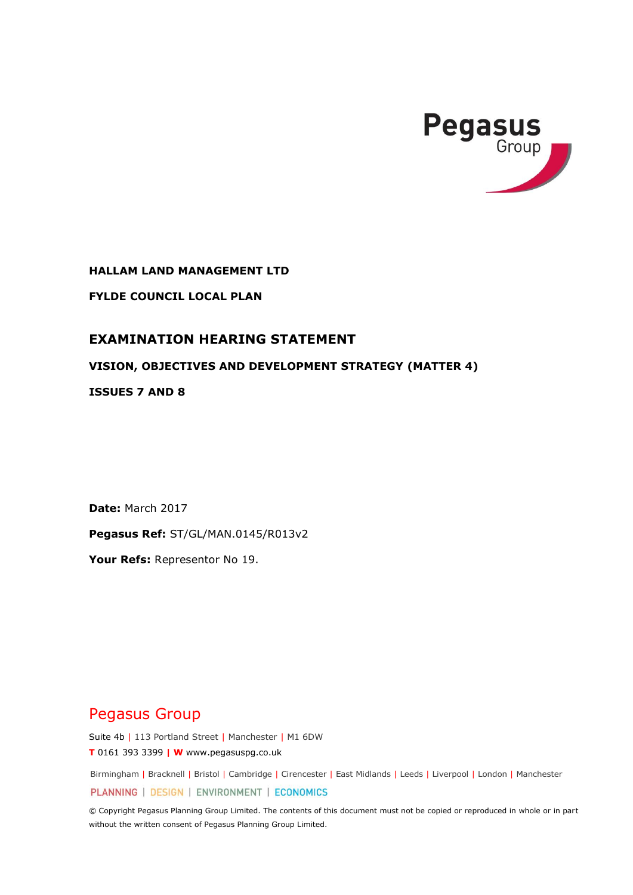Pegasus Group

**HALLAM LAND MANAGEMENT LTD**

**FYLDE COUNCIL LOCAL PLAN**

# EXAMINATION HEARING STATEMENT

## VISION, OBJECTIVES AND DEVELOPMENT STRATEGY (MATTER 4)

## ISSUES 7 AND 8

**Date:** March 2017

**Pegasus Ref:** ST/GL/MAN.0145/R013v2

**Your Refs:** Representor No 19.

Pegasus Group

Suite 4b | 113 Portland Street | Manchester | M1 6DW

**T** 0161 393 3399 | **W** www.pegasuspg.co.uk

Birmingham | Bracknell | Bristol | Cambridge | Cirencester | East Midlands | Leeds | Liverpool | London | Manchester

PLANNING | DESIGN | ENVIRONMENT | ECONOMICS

© Copyright Pegasus Planning Group Limited. The contents of this document must not be copied or reproduced in whole or in part without the written consent of Pegasus Planning Group Limited.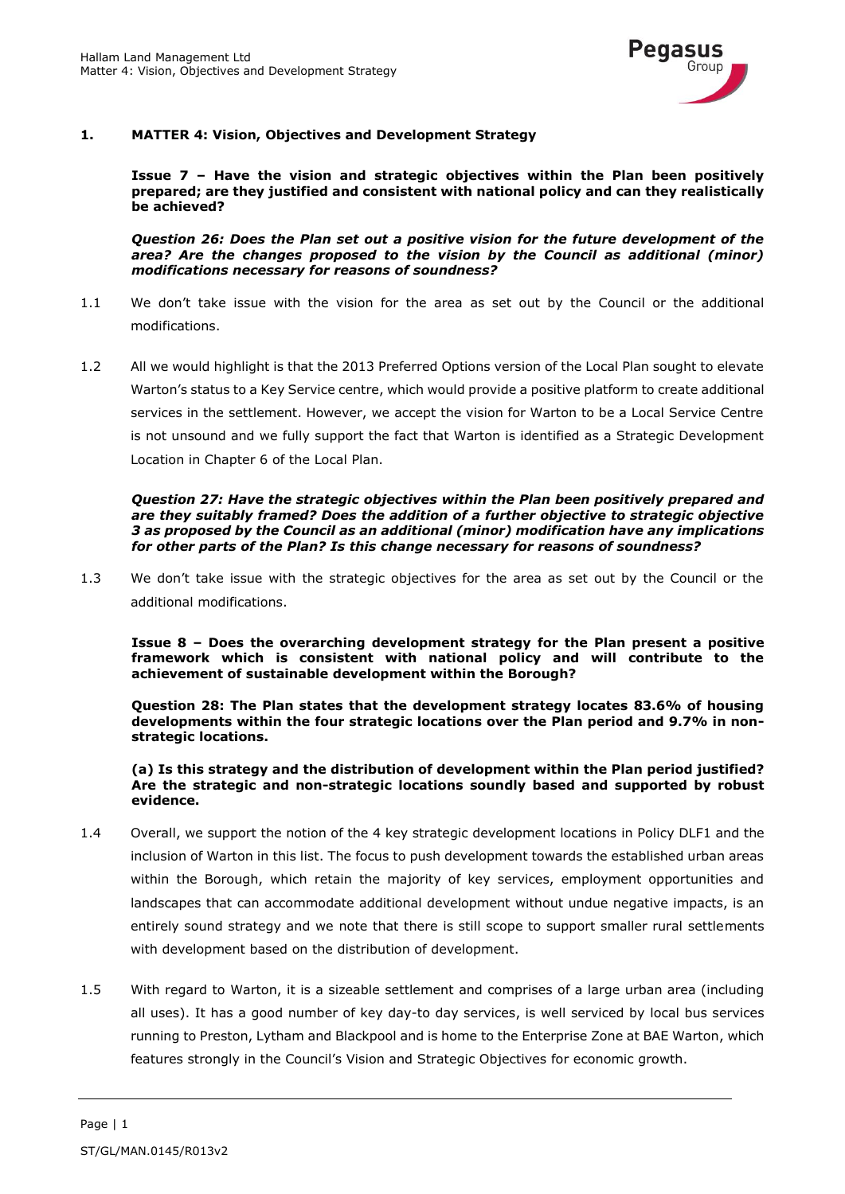## 1. MATTER 4: Vision, Objectives and Development Strategy

**Issue 7 – Have the vision and strategic objectives within the Plan been positively prepared; are they justified and consistent with national policy and can they realistically be achieved?**

***Question 26: Does the Plan set out a positive vision for the future development of the area? Are the changes proposed to the vision by the Council as additional (minor) modifications necessary for reasons of soundness?***

1.1 We don't take issue with the vision for the area as set out by the Council or the additional modifications.

1.2 All we would highlight is that the 2013 Preferred Options version of the Local Plan sought to elevate Warton's status to a Key Service centre, which would provide a positive platform to create additional services in the settlement. However, we accept the vision for Warton to be a Local Service Centre is not unsound and we fully support the fact that Warton is identified as a Strategic Development Location in Chapter 6 of the Local Plan.

***Question 27: Have the strategic objectives within the Plan been positively prepared and are they suitably framed? Does the addition of a further objective to strategic objective 3 as proposed by the Council as an additional (minor) modification have any implications for other parts of the Plan? Is this change necessary for reasons of soundness?***

1.3 We don't take issue with the strategic objectives for the area as set out by the Council or the additional modifications.

**Issue 8 – Does the overarching development strategy for the Plan present a positive framework which is consistent with national policy and will contribute to the achievement of sustainable development within the Borough?**

**Question 28: The Plan states that the development strategy locates 83.6% of housing developments within the four strategic locations over the Plan period and 9.7% in non-strategic locations.**

**(a) Is this strategy and the distribution of development within the Plan period justified? Are the strategic and non-strategic locations soundly based and supported by robust evidence.**

1.4 Overall, we support the notion of the 4 key strategic development locations in Policy DLF1 and the inclusion of Warton in this list. The focus to push development towards the established urban areas within the Borough, which retain the majority of key services, employment opportunities and landscapes that can accommodate additional development without undue negative impacts, is an entirely sound strategy and we note that there is still scope to support smaller rural settlements with development based on the distribution of development.

1.5 With regard to Warton, it is a sizeable settlement and comprises of a large urban area (including all uses). It has a good number of key day-to day services, is well serviced by local bus services running to Preston, Lytham and Blackpool and is home to the Enterprise Zone at BAE Warton, which features strongly in the Council's Vision and Strategic Objectives for economic growth.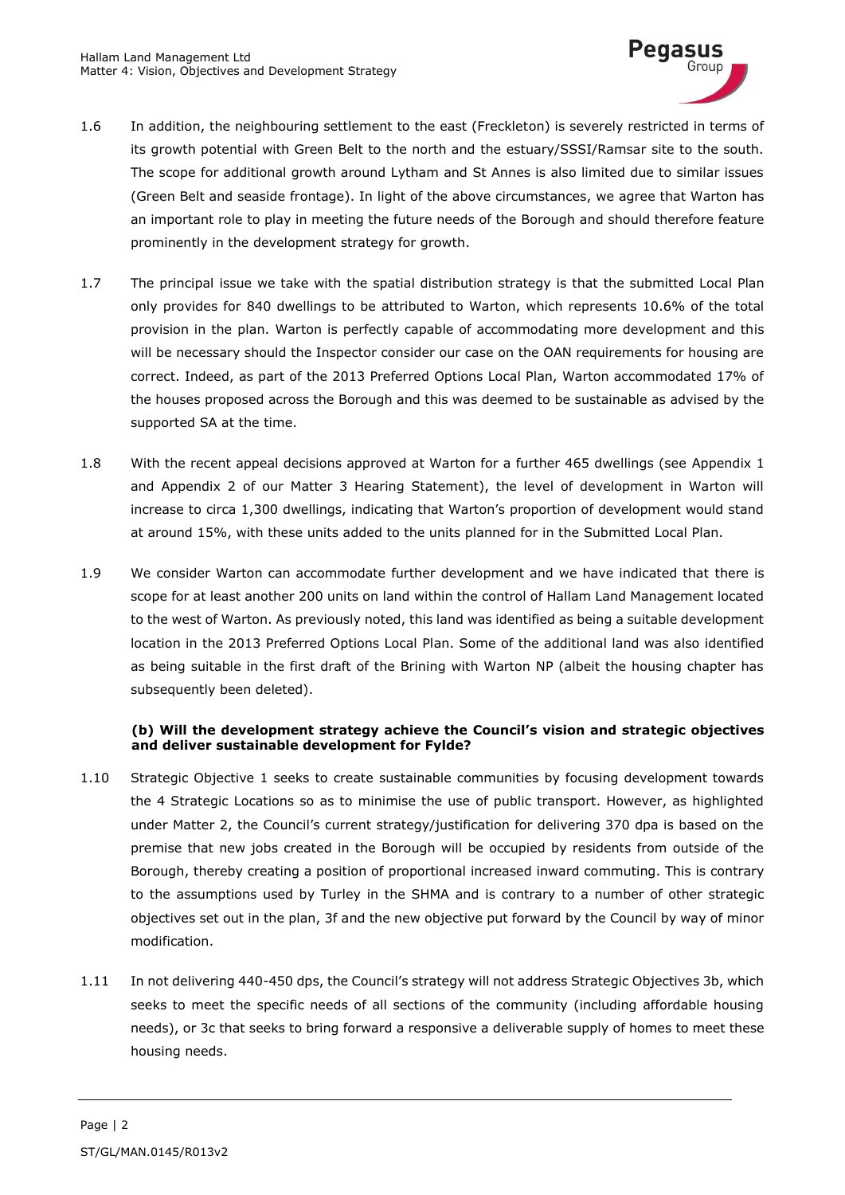1.6 In addition, the neighbouring settlement to the east (Freckleton) is severely restricted in terms of its growth potential with Green Belt to the north and the estuary/SSSI/Ramsar site to the south. The scope for additional growth around Lytham and St Annes is also limited due to similar issues (Green Belt and seaside frontage). In light of the above circumstances, we agree that Warton has an important role to play in meeting the future needs of the Borough and should therefore feature prominently in the development strategy for growth.

1.7 The principal issue we take with the spatial distribution strategy is that the submitted Local Plan only provides for 840 dwellings to be attributed to Warton, which represents 10.6% of the total provision in the plan. Warton is perfectly capable of accommodating more development and this will be necessary should the Inspector consider our case on the OAN requirements for housing are correct. Indeed, as part of the 2013 Preferred Options Local Plan, Warton accommodated 17% of the houses proposed across the Borough and this was deemed to be sustainable as advised by the supported SA at the time.

1.8 With the recent appeal decisions approved at Warton for a further 465 dwellings (see Appendix 1 and Appendix 2 of our Matter 3 Hearing Statement), the level of development in Warton will increase to circa 1,300 dwellings, indicating that Warton's proportion of development would stand at around 15%, with these units added to the units planned for in the Submitted Local Plan.

1.9 We consider Warton can accommodate further development and we have indicated that there is scope for at least another 200 units on land within the control of Hallam Land Management located to the west of Warton. As previously noted, this land was identified as being a suitable development location in the 2013 Preferred Options Local Plan. Some of the additional land was also identified as being suitable in the first draft of the Brining with Warton NP (albeit the housing chapter has subsequently been deleted).

**(b) Will the development strategy achieve the Council's vision and strategic objectives and deliver sustainable development for Fylde?**

1.10 Strategic Objective 1 seeks to create sustainable communities by focusing development towards the 4 Strategic Locations so as to minimise the use of public transport. However, as highlighted under Matter 2, the Council's current strategy/justification for delivering 370 dpa is based on the premise that new jobs created in the Borough will be occupied by residents from outside of the Borough, thereby creating a position of proportional increased inward commuting. This is contrary to the assumptions used by Turley in the SHMA and is contrary to a number of other strategic objectives set out in the plan, 3f and the new objective put forward by the Council by way of minor modification.

1.11 In not delivering 440-450 dps, the Council's strategy will not address Strategic Objectives 3b, which seeks to meet the specific needs of all sections of the community (including affordable housing needs), or 3c that seeks to bring forward a responsive a deliverable supply of homes to meet these housing needs.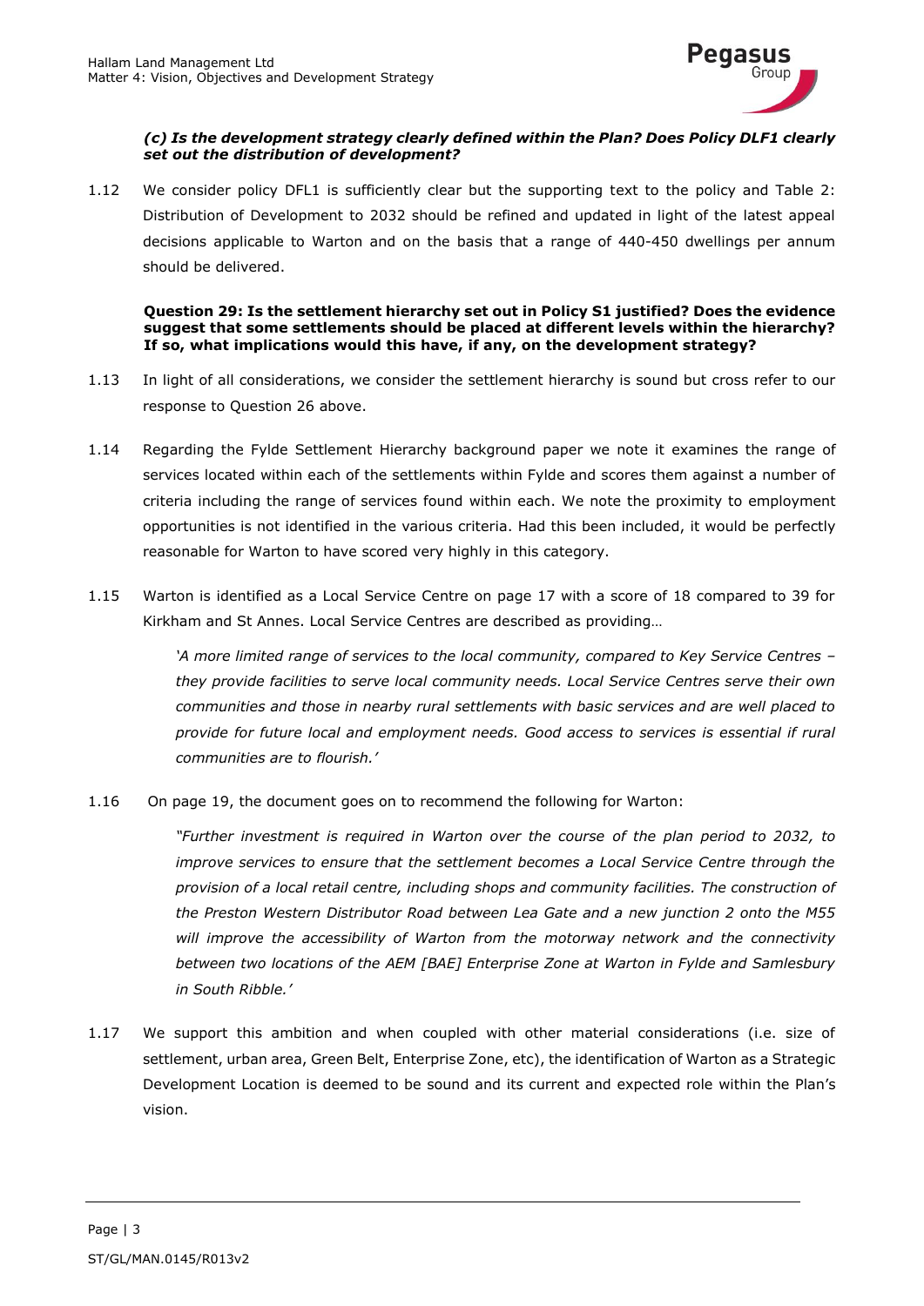***(c) Is the development strategy clearly defined within the Plan? Does Policy DLF1 clearly set out the distribution of development?***

1.12 We consider policy DFL1 is sufficiently clear but the supporting text to the policy and Table 2: Distribution of Development to 2032 should be refined and updated in light of the latest appeal decisions applicable to Warton and on the basis that a range of 440-450 dwellings per annum should be delivered.

**Question 29: Is the settlement hierarchy set out in Policy S1 justified? Does the evidence suggest that some settlements should be placed at different levels within the hierarchy? If so, what implications would this have, if any, on the development strategy?**

1.13 In light of all considerations, we consider the settlement hierarchy is sound but cross refer to our response to Question 26 above.

1.14 Regarding the Fylde Settlement Hierarchy background paper we note it examines the range of services located within each of the settlements within Fylde and scores them against a number of criteria including the range of services found within each. We note the proximity to employment opportunities is not identified in the various criteria. Had this been included, it would be perfectly reasonable for Warton to have scored very highly in this category.

1.15 Warton is identified as a Local Service Centre on page 17 with a score of 18 compared to 39 for Kirkham and St Annes. Local Service Centres are described as providing…

> *'A more limited range of services to the local community, compared to Key Service Centres – they provide facilities to serve local community needs. Local Service Centres serve their own communities and those in nearby rural settlements with basic services and are well placed to provide for future local and employment needs. Good access to services is essential if rural communities are to flourish.'*

1.16 On page 19, the document goes on to recommend the following for Warton:

> *"Further investment is required in Warton over the course of the plan period to 2032, to improve services to ensure that the settlement becomes a Local Service Centre through the provision of a local retail centre, including shops and community facilities. The construction of the Preston Western Distributor Road between Lea Gate and a new junction 2 onto the M55 will improve the accessibility of Warton from the motorway network and the connectivity between two locations of the AEM [BAE] Enterprise Zone at Warton in Fylde and Samlesbury in South Ribble.'*

1.17 We support this ambition and when coupled with other material considerations (i.e. size of settlement, urban area, Green Belt, Enterprise Zone, etc), the identification of Warton as a Strategic Development Location is deemed to be sound and its current and expected role within the Plan's vision.